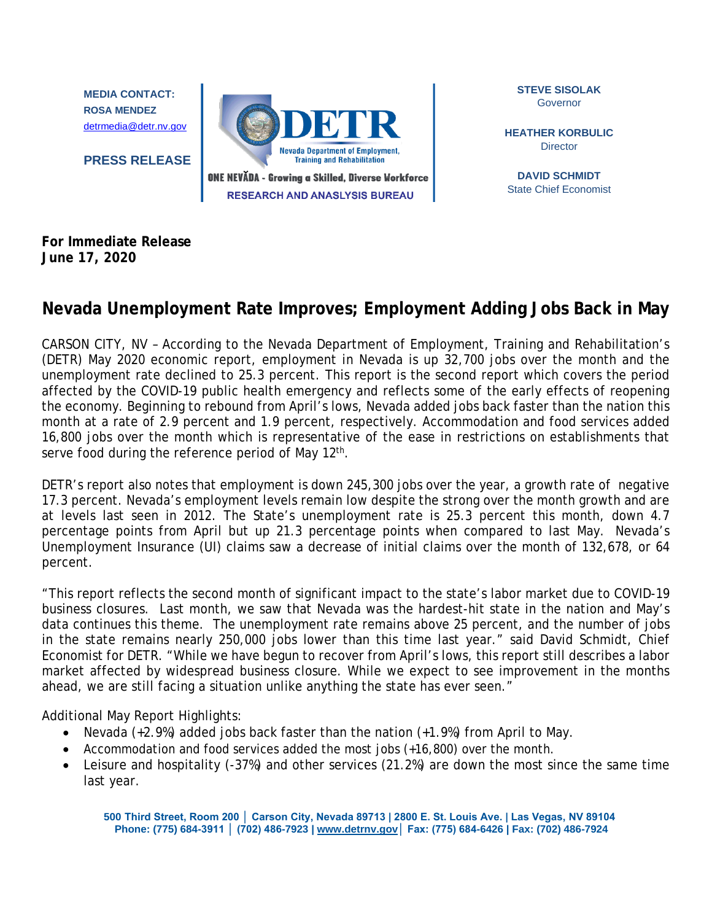MEDIA CONTACT:
ROSA MENDEZ
detrmedia@detr.nv.gov

PRESS RELEASE

DETR
Nevada Department of Employment, Training and Rehabilitation
ONE NEVADA - Growing a Skilled, Diverse Workforce
RESEARCH AND ANASLYSIS BUREAU

STEVE SISOLAK
Governor

HEATHER KORBULIC
Director

DAVID SCHMIDT
State Chief Economist

**For Immediate Release**
**June 17, 2020**

## Nevada Unemployment Rate Improves; Employment Adding Jobs Back in May

CARSON CITY, NV – According to the Nevada Department of Employment, Training and Rehabilitation's (DETR) May 2020 economic report, employment in Nevada is up 32,700 jobs over the month and the unemployment rate declined to 25.3 percent. This report is the second report which covers the period affected by the COVID-19 public health emergency and reflects some of the early effects of reopening the economy. Beginning to rebound from April's lows, Nevada added jobs back faster than the nation this month at a rate of 2.9 percent and 1.9 percent, respectively. Accommodation and food services added 16,800 jobs over the month which is representative of the ease in restrictions on establishments that serve food during the reference period of May 12th.

DETR's report also notes that employment is down 245,300 jobs over the year, a growth rate of negative 17.3 percent. Nevada's employment levels remain low despite the strong over the month growth and are at levels last seen in 2012. The State's unemployment rate is 25.3 percent this month, down 4.7 percentage points from April but up 21.3 percentage points when compared to last May. Nevada's Unemployment Insurance (UI) claims saw a decrease of initial claims over the month of 132,678, or 64 percent.

"This report reflects the second month of significant impact to the state's labor market due to COVID-19 business closures. Last month, we saw that Nevada was the hardest-hit state in the nation and May's data continues this theme. The unemployment rate remains above 25 percent, and the number of jobs in the state remains nearly 250,000 jobs lower than this time last year." said David Schmidt, Chief Economist for DETR. "While we have begun to recover from April's lows, this report still describes a labor market affected by widespread business closure. While we expect to see improvement in the months ahead, we are still facing a situation unlike anything the state has ever seen."

Additional May Report Highlights:

- Nevada (+2.9%) added jobs back faster than the nation (+1.9%) from April to May.
- Accommodation and food services added the most jobs (+16,800) over the month.
- Leisure and hospitality (-37%) and other services (21.2%) are down the most since the same time last year.

500 Third Street, Room 200 | Carson City, Nevada 89713 | 2800 E. St. Louis Ave. | Las Vegas, NV 89104
Phone: (775) 684-3911 | (702) 486-7923 | www.detrnv.gov | Fax: (775) 684-6426 | Fax: (702) 486-7924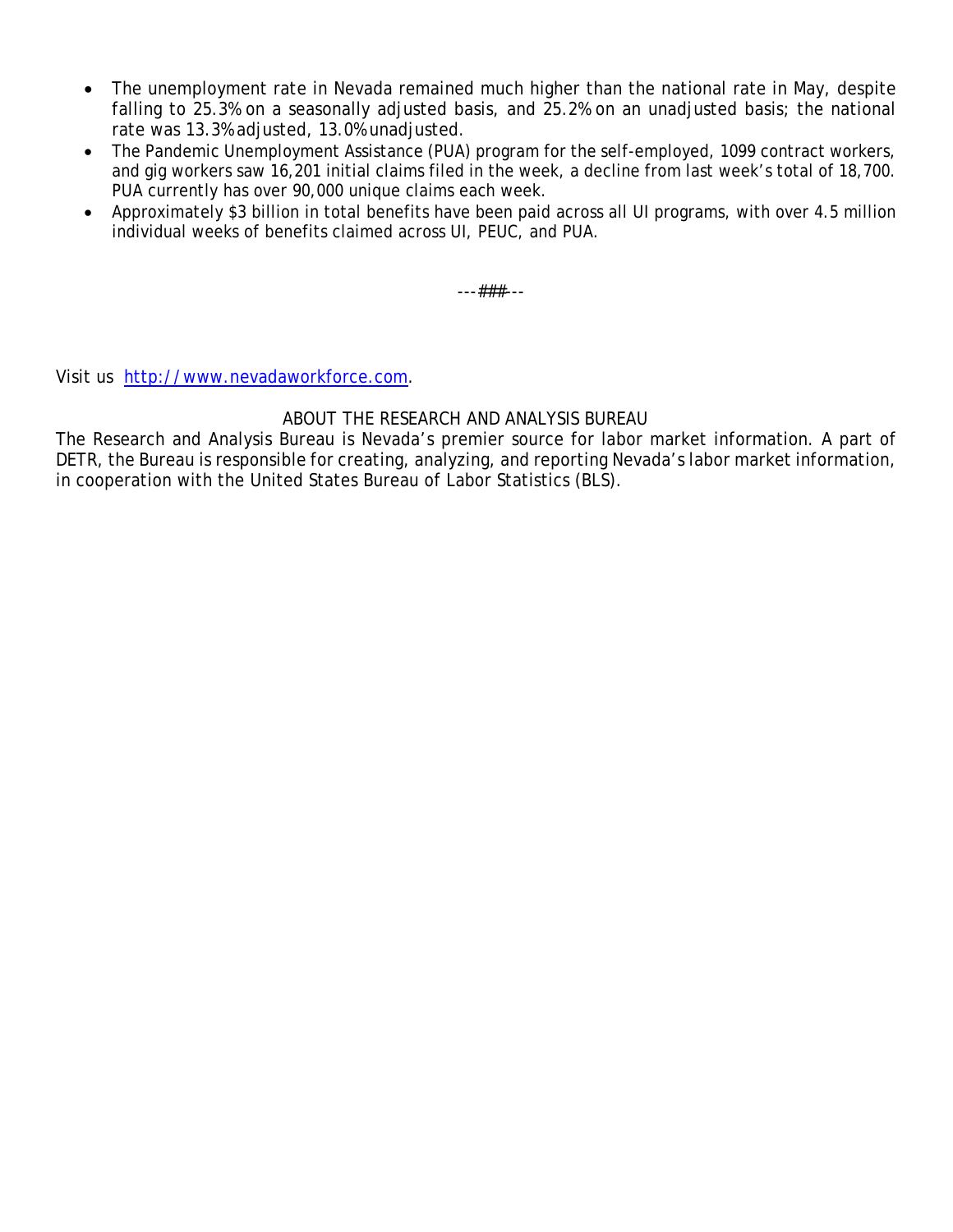- The unemployment rate in Nevada remained much higher than the national rate in May, despite falling to 25.3% on a seasonally adjusted basis, and 25.2% on an unadjusted basis; the national rate was 13.3% adjusted, 13.0% unadjusted.
- The Pandemic Unemployment Assistance (PUA) program for the self-employed, 1099 contract workers, and gig workers saw 16,201 initial claims filed in the week, a decline from last week's total of 18,700. PUA currently has over 90,000 unique claims each week.
- Approximately $3 billion in total benefits have been paid across all UI programs, with over 4.5 million individual weeks of benefits claimed across UI, PEUC, and PUA.

---###---

Visit us [http://www.nevadaworkforce.com](http://www.nevadaworkforce.com).

ABOUT THE RESEARCH AND ANALYSIS BUREAU

The Research and Analysis Bureau is Nevada's premier source for labor market information. A part of DETR, the Bureau is responsible for creating, analyzing, and reporting Nevada's labor market information, in cooperation with the United States Bureau of Labor Statistics (BLS).